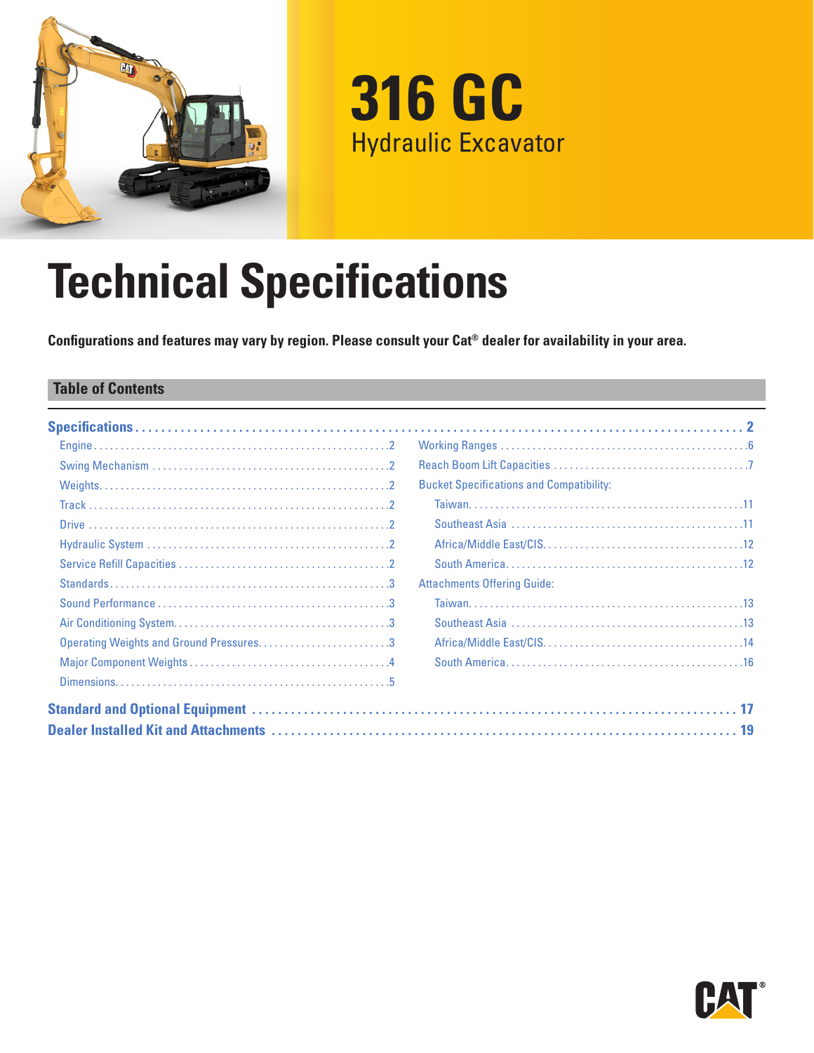# 316 GC

## Hydraulic Excavator

# Technical Specifications

**Configurations and features may vary by region. Please consult your Cat® dealer for availability in your area.**

## Table of Contents

**Specifications** ........ 2

- Engine ........ 2
- Swing Mechanism ........ 2
- Weights ........ 2
- Track ........ 2
- Drive ........ 2
- Hydraulic System ........ 2
- Service Refill Capacities ........ 2
- Standards ........ 3
- Sound Performance ........ 3
- Air Conditioning System ........ 3
- Operating Weights and Ground Pressures ........ 3
- Major Component Weights ........ 4
- Dimensions ........ 5
- Working Ranges ........ 6
- Reach Boom Lift Capacities ........ 7
- Bucket Specifications and Compatibility:
  - Taiwan ........ 11
  - Southeast Asia ........ 11
  - Africa/Middle East/CIS ........ 12
  - South America ........ 12
- Attachments Offering Guide:
  - Taiwan ........ 13
  - Southeast Asia ........ 13
  - Africa/Middle East/CIS ........ 14
  - South America ........ 16

**Standard and Optional Equipment** ........ 17

**Dealer Installed Kit and Attachments** ........ 19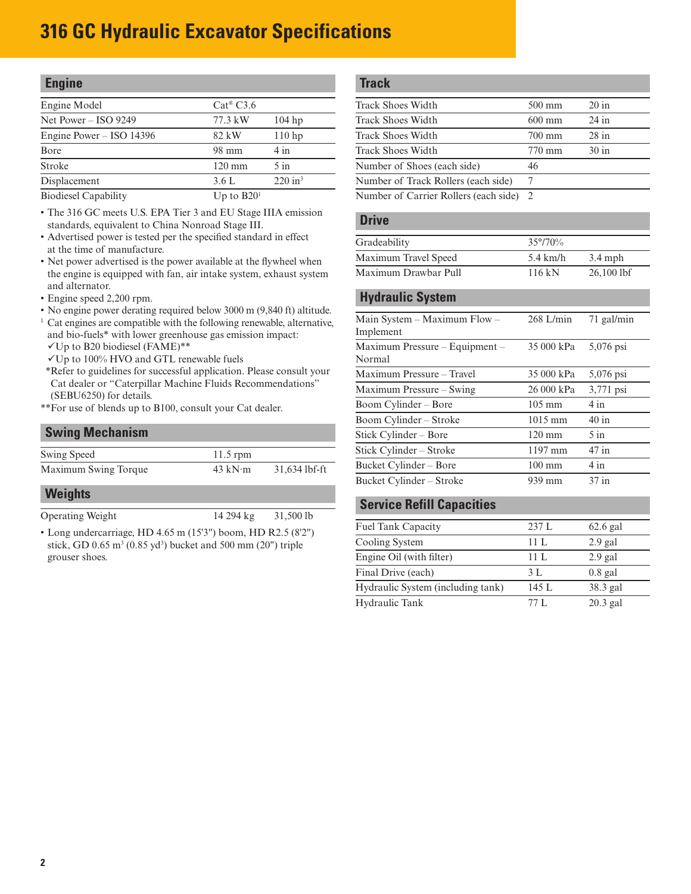# 316 GC Hydraulic Excavator Specifications

## Engine

| | | |
|---|---|---|
| Engine Model | Cat® C3.6 | |
| Net Power – ISO 9249 | 77.3 kW | 104 hp |
| Engine Power – ISO 14396 | 82 kW | 110 hp |
| Bore | 98 mm | 4 in |
| Stroke | 120 mm | 5 in |
| Displacement | 3.6 L | 220 in³ |
| Biodiesel Capability | Up to B20[1] | |

- The 316 GC meets U.S. EPA Tier 3 and EU Stage IIIA emission standards, equivalent to China Nonroad Stage III.
- Advertised power is tested per the specified standard in effect at the time of manufacture.
- Net power advertised is the power available at the flywheel when the engine is equipped with fan, air intake system, exhaust system and alternator.
- Engine speed 2,200 rpm.
- No engine power derating required below 3000 m (9,840 ft) altitude.

[1] Cat engines are compatible with the following renewable, alternative, and bio-fuels* with lower greenhouse gas emission impact:
✓Up to B20 biodiesel (FAME)**
✓Up to 100% HVO and GTL renewable fuels
*Refer to guidelines for successful application. Please consult your Cat dealer or "Caterpillar Machine Fluids Recommendations" (SEBU6250) for details.
**For use of blends up to B100, consult your Cat dealer.

## Swing Mechanism

| | | |
|---|---|---|
| Swing Speed | 11.5 rpm | |
| Maximum Swing Torque | 43 kN·m | 31,634 lbf-ft |

## Weights

| | | |
|---|---|---|
| Operating Weight | 14 294 kg | 31,500 lb |

- Long undercarriage, HD 4.65 m (15'3") boom, HD R2.5 (8'2") stick, GD 0.65 m³ (0.85 yd³) bucket and 500 mm (20") triple grouser shoes.

## Track

| | | |
|---|---|---|
| Track Shoes Width | 500 mm | 20 in |
| Track Shoes Width | 600 mm | 24 in |
| Track Shoes Width | 700 mm | 28 in |
| Track Shoes Width | 770 mm | 30 in |
| Number of Shoes (each side) | 46 | |
| Number of Track Rollers (each side) | 7 | |
| Number of Carrier Rollers (each side) | 2 | |

## Drive

| | | |
|---|---|---|
| Gradeability | 35°/70% | |
| Maximum Travel Speed | 5.4 km/h | 3.4 mph |
| Maximum Drawbar Pull | 116 kN | 26,100 lbf |

## Hydraulic System

| | | |
|---|---|---|
| Main System – Maximum Flow – Implement | 268 L/min | 71 gal/min |
| Maximum Pressure – Equipment – Normal | 35 000 kPa | 5,076 psi |
| Maximum Pressure – Travel | 35 000 kPa | 5,076 psi |
| Maximum Pressure – Swing | 26 000 kPa | 3,771 psi |
| Boom Cylinder – Bore | 105 mm | 4 in |
| Boom Cylinder – Stroke | 1015 mm | 40 in |
| Stick Cylinder – Bore | 120 mm | 5 in |
| Stick Cylinder – Stroke | 1197 mm | 47 in |
| Bucket Cylinder – Bore | 100 mm | 4 in |
| Bucket Cylinder – Stroke | 939 mm | 37 in |

## Service Refill Capacities

| | | |
|---|---|---|
| Fuel Tank Capacity | 237 L | 62.6 gal |
| Cooling System | 11 L | 2.9 gal |
| Engine Oil (with filter) | 11 L | 2.9 gal |
| Final Drive (each) | 3 L | 0.8 gal |
| Hydraulic System (including tank) | 145 L | 38.3 gal |
| Hydraulic Tank | 77 L | 20.3 gal |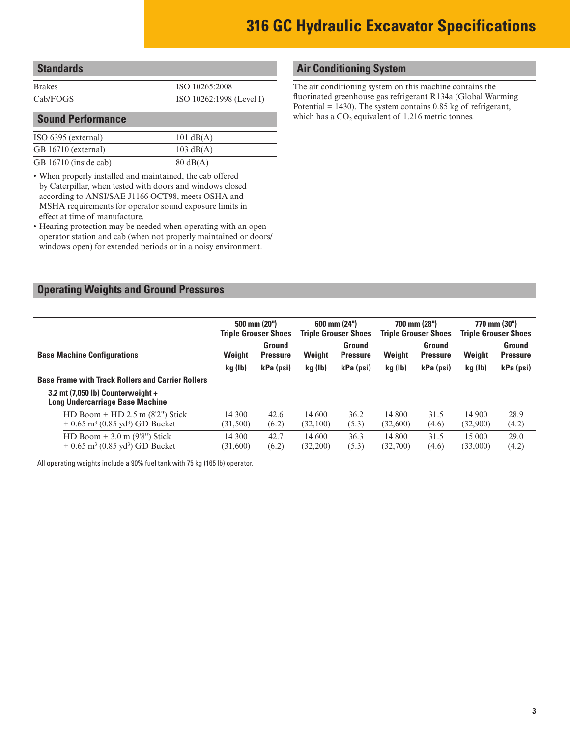# 316 GC Hydraulic Excavator Specifications

## Standards

| | |
|---|---|
| Brakes | ISO 10265:2008 |
| Cab/FOGS | ISO 10262:1998 (Level I) |

## Sound Performance

| | |
|---|---|
| ISO 6395 (external) | 101 dB(A) |
| GB 16710 (external) | 103 dB(A) |
| GB 16710 (inside cab) | 80 dB(A) |

- When properly installed and maintained, the cab offered by Caterpillar, when tested with doors and windows closed according to ANSI/SAE J1166 OCT98, meets OSHA and MSHA requirements for operator sound exposure limits in effect at time of manufacture.
- Hearing protection may be needed when operating with an open operator station and cab (when not properly maintained or doors/windows open) for extended periods or in a noisy environment.

## Air Conditioning System

The air conditioning system on this machine contains the fluorinated greenhouse gas refrigerant R134a (Global Warming Potential = 1430). The system contains 0.85 kg of refrigerant, which has a $CO_2$ equivalent of 1.216 metric tonnes.

## Operating Weights and Ground Pressures

| | 500 mm (20") Triple Grouser Shoes | | 600 mm (24") Triple Grouser Shoes | | 700 mm (28") Triple Grouser Shoes | | 770 mm (30") Triple Grouser Shoes | |
|---|---|---|---|---|---|---|---|---|
| **Base Machine Configurations** | **Weight** | **Ground Pressure** | **Weight** | **Ground Pressure** | **Weight** | **Ground Pressure** | **Weight** | **Ground Pressure** |
| | **kg (lb)** | **kPa (psi)** | **kg (lb)** | **kPa (psi)** | **kg (lb)** | **kPa (psi)** | **kg (lb)** | **kPa (psi)** |
| **Base Frame with Track Rollers and Carrier Rollers** | | | | | | | | |
| **3.2 mt (7,050 lb) Counterweight + Long Undercarriage Base Machine** | | | | | | | | |
| HD Boom + HD 2.5 m (8'2") Stick + 0.65 $m^3$ (0.85 $yd^3$) GD Bucket | 14 300 (31,500) | 42.6 (6.2) | 14 600 (32,100) | 36.2 (5.3) | 14 800 (32,600) | 31.5 (4.6) | 14 900 (32,900) | 28.9 (4.2) |
| HD Boom + 3.0 m (9'8") Stick + 0.65 $m^3$ (0.85 $yd^3$) GD Bucket | 14 300 (31,600) | 42.7 (6.2) | 14 600 (32,200) | 36.3 (5.3) | 14 800 (32,700) | 31.5 (4.6) | 15 000 (33,000) | 29.0 (4.2) |

All operating weights include a 90% fuel tank with 75 kg (165 lb) operator.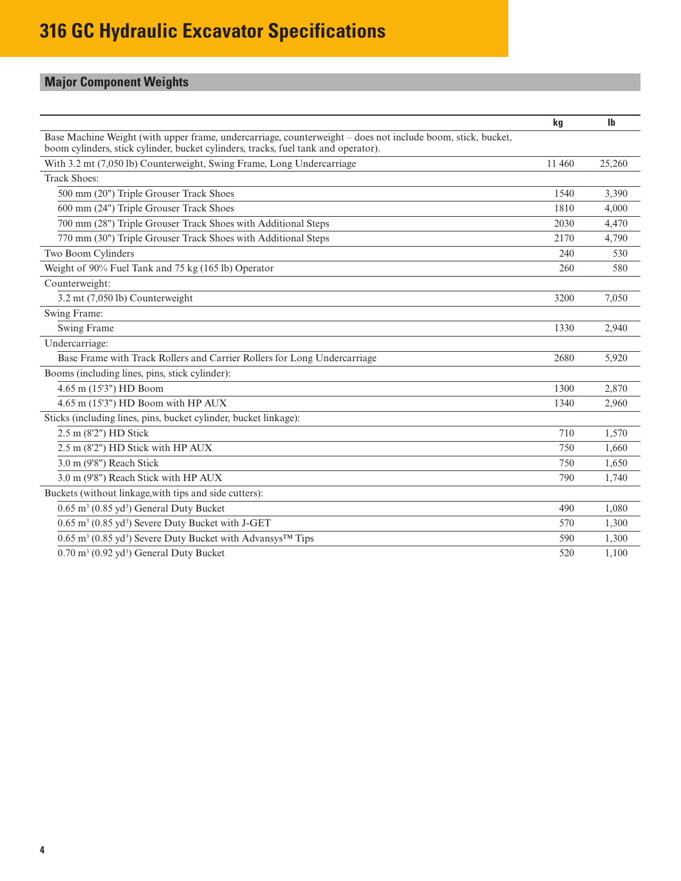# 316 GC Hydraulic Excavator Specifications

## Major Component Weights

| | kg | lb |
|---|---|---|
| Base Machine Weight (with upper frame, undercarriage, counterweight – does not include boom, stick, bucket, boom cylinders, stick cylinder, bucket cylinders, tracks, fuel tank and operator). | | |
| With 3.2 mt (7,050 lb) Counterweight, Swing Frame, Long Undercarriage | 11 460 | 25,260 |
| Track Shoes: | | |
| 500 mm (20") Triple Grouser Track Shoes | 1540 | 3,390 |
| 600 mm (24") Triple Grouser Track Shoes | 1810 | 4,000 |
| 700 mm (28") Triple Grouser Track Shoes with Additional Steps | 2030 | 4,470 |
| 770 mm (30") Triple Grouser Track Shoes with Additional Steps | 2170 | 4,790 |
| Two Boom Cylinders | 240 | 530 |
| Weight of 90% Fuel Tank and 75 kg (165 lb) Operator | 260 | 580 |
| Counterweight: | | |
| 3.2 mt (7,050 lb) Counterweight | 3200 | 7,050 |
| Swing Frame: | | |
| Swing Frame | 1330 | 2,940 |
| Undercarriage: | | |
| Base Frame with Track Rollers and Carrier Rollers for Long Undercarriage | 2680 | 5,920 |
| Booms (including lines, pins, stick cylinder): | | |
| 4.65 m (15'3") HD Boom | 1300 | 2,870 |
| 4.65 m (15'3") HD Boom with HP AUX | 1340 | 2,960 |
| Sticks (including lines, pins, bucket cylinder, bucket linkage): | | |
| 2.5 m (8'2") HD Stick | 710 | 1,570 |
| 2.5 m (8'2") HD Stick with HP AUX | 750 | 1,660 |
| 3.0 m (9'8") Reach Stick | 750 | 1,650 |
| 3.0 m (9'8") Reach Stick with HP AUX | 790 | 1,740 |
| Buckets (without linkage,with tips and side cutters): | | |
| 0.65 $m^3$ (0.85 $yd^3$) General Duty Bucket | 490 | 1,080 |
| 0.65 $m^3$ (0.85 $yd^3$) Severe Duty Bucket with J-GET | 570 | 1,300 |
| 0.65 $m^3$ (0.85 $yd^3$) Severe Duty Bucket with Advansys™ Tips | 590 | 1,300 |
| 0.70 $m^3$ (0.92 $yd^3$) General Duty Bucket | 520 | 1,100 |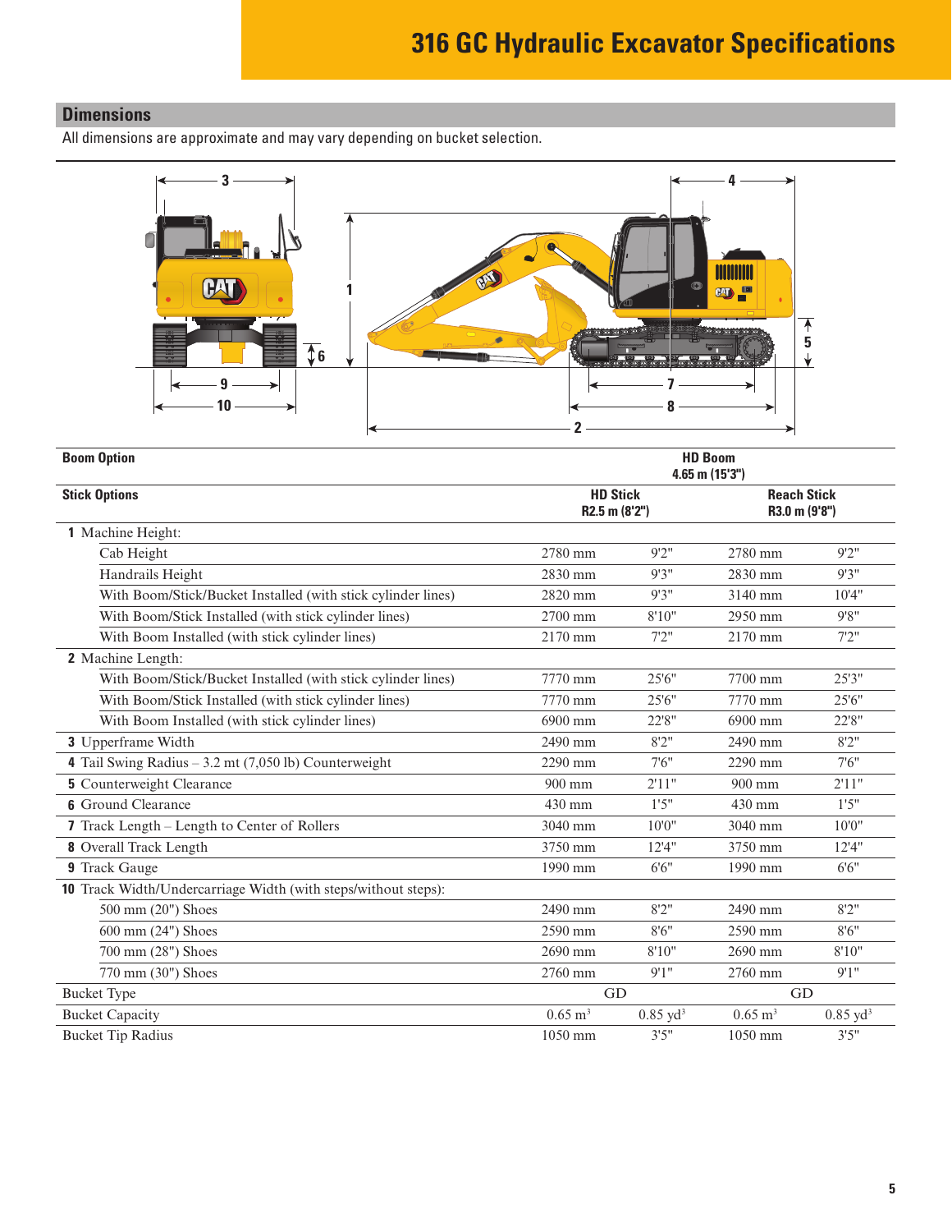# 316 GC Hydraulic Excavator Specifications

## Dimensions

All dimensions are approximate and may vary depending on bucket selection.

| **Boom Option** | **HD Boom 4.65 m (15'3")** | | | |
|---|---|---|---|---|
| **Stick Options** | **HD Stick R2.5 m (8'2")** | | **Reach Stick R3.0 m (9'8")** | |
| **1** Machine Height: | | | | |
| Cab Height | 2780 mm | 9'2" | 2780 mm | 9'2" |
| Handrails Height | 2830 mm | 9'3" | 2830 mm | 9'3" |
| With Boom/Stick/Bucket Installed (with stick cylinder lines) | 2820 mm | 9'3" | 3140 mm | 10'4" |
| With Boom/Stick Installed (with stick cylinder lines) | 2700 mm | 8'10" | 2950 mm | 9'8" |
| With Boom Installed (with stick cylinder lines) | 2170 mm | 7'2" | 2170 mm | 7'2" |
| **2** Machine Length: | | | | |
| With Boom/Stick/Bucket Installed (with stick cylinder lines) | 7770 mm | 25'6" | 7700 mm | 25'3" |
| With Boom/Stick Installed (with stick cylinder lines) | 7770 mm | 25'6" | 7770 mm | 25'6" |
| With Boom Installed (with stick cylinder lines) | 6900 mm | 22'8" | 6900 mm | 22'8" |
| **3** Upperframe Width | 2490 mm | 8'2" | 2490 mm | 8'2" |
| **4** Tail Swing Radius – 3.2 mt (7,050 lb) Counterweight | 2290 mm | 7'6" | 2290 mm | 7'6" |
| **5** Counterweight Clearance | 900 mm | 2'11" | 900 mm | 2'11" |
| **6** Ground Clearance | 430 mm | 1'5" | 430 mm | 1'5" |
| **7** Track Length – Length to Center of Rollers | 3040 mm | 10'0" | 3040 mm | 10'0" |
| **8** Overall Track Length | 3750 mm | 12'4" | 3750 mm | 12'4" |
| **9** Track Gauge | 1990 mm | 6'6" | 1990 mm | 6'6" |
| **10** Track Width/Undercarriage Width (with steps/without steps): | | | | |
| 500 mm (20") Shoes | 2490 mm | 8'2" | 2490 mm | 8'2" |
| 600 mm (24") Shoes | 2590 mm | 8'6" | 2590 mm | 8'6" |
| 700 mm (28") Shoes | 2690 mm | 8'10" | 2690 mm | 8'10" |
| 770 mm (30") Shoes | 2760 mm | 9'1" | 2760 mm | 9'1" |
| Bucket Type | GD | | GD | |
| Bucket Capacity | 0.65 $m^3$ | 0.85 $yd^3$ | 0.65 $m^3$ | 0.85 $yd^3$ |
| Bucket Tip Radius | 1050 mm | 3'5" | 1050 mm | 3'5" |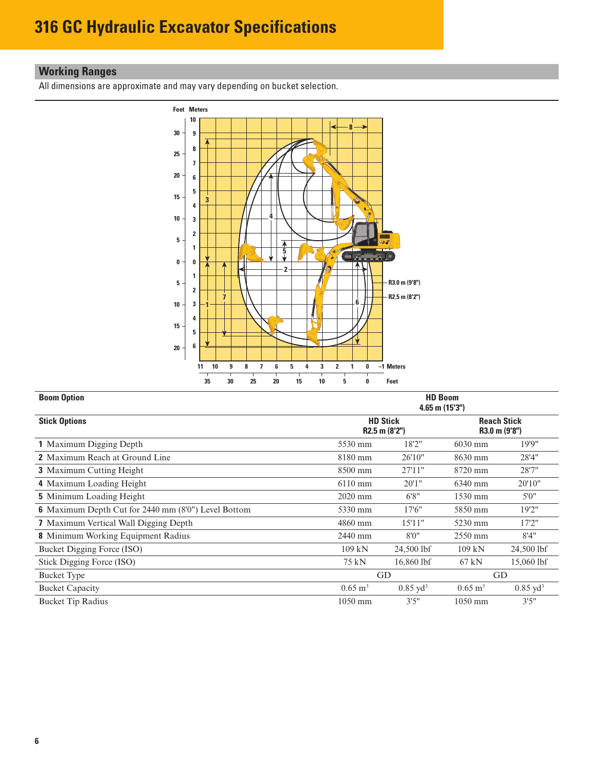# 316 GC Hydraulic Excavator Specifications

## Working Ranges

All dimensions are approximate and may vary depending on bucket selection.

| Boom Option | HD Boom 4.65 m (15'3") | | | |
|---|---|---|---|---|
| **Stick Options** | **HD Stick R2.5 m (8'2")** | | **Reach Stick R3.0 m (9'8")** | |
| **1** Maximum Digging Depth | 5530 mm | 18'2" | 6030 mm | 19'9" |
| **2** Maximum Reach at Ground Line | 8180 mm | 26'10" | 8630 mm | 28'4" |
| **3** Maximum Cutting Height | 8500 mm | 27'11" | 8720 mm | 28'7" |
| **4** Maximum Loading Height | 6110 mm | 20'1" | 6340 mm | 20'10" |
| **5** Minimum Loading Height | 2020 mm | 6'8" | 1530 mm | 5'0" |
| **6** Maximum Depth Cut for 2440 mm (8'0") Level Bottom | 5330 mm | 17'6" | 5850 mm | 19'2" |
| **7** Maximum Vertical Wall Digging Depth | 4860 mm | 15'11" | 5230 mm | 17'2" |
| **8** Minimum Working Equipment Radius | 2440 mm | 8'0" | 2550 mm | 8'4" |
| Bucket Digging Force (ISO) | 109 kN | 24,500 lbf | 109 kN | 24,500 lbf |
| Stick Digging Force (ISO) | 75 kN | 16,860 lbf | 67 kN | 15,060 lbf |
| Bucket Type | GD | | GD | |
| Bucket Capacity | 0.65 m³ | 0.85 yd³ | 0.65 m³ | 0.85 yd³ |
| Bucket Tip Radius | 1050 mm | 3'5" | 1050 mm | 3'5" |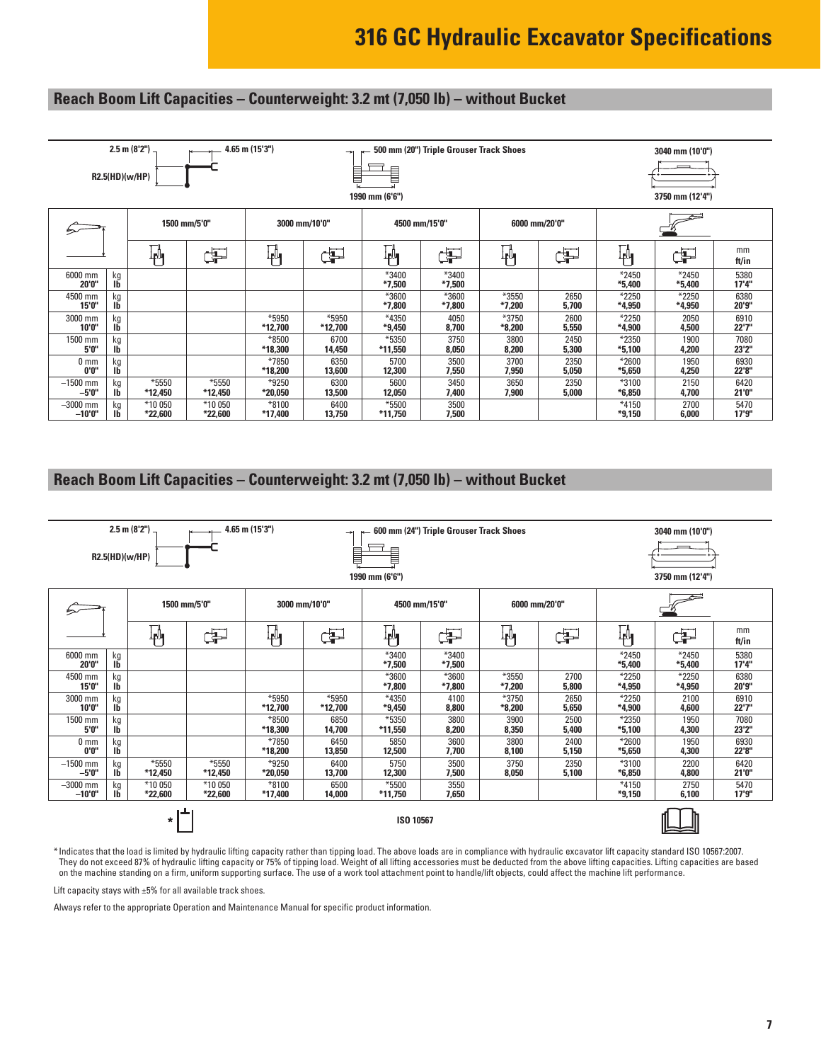# 316 GC Hydraulic Excavator Specifications

## Reach Boom Lift Capacities – Counterweight: 3.2 mt (7,050 lb) – without Bucket

2.5 m (8'2") R2.5(HD)(w/HP) — 4.65 m (15'3") — 500 mm (20") Triple Grouser Track Shoes — 1990 mm (6'6") — 3040 mm (10'0") — 3750 mm (12'4")

| | | 1500 mm/5'0" | | 3000 mm/10'0" | | 4500 mm/15'0" | | 6000 mm/20'0" | | Max reach | | |
|---|---|---|---|---|---|---|---|---|---|---|---|---|
| | | Front | Side | Front | Side | Front | Side | Front | Side | Front | Side | mm ft/in |
| 6000 mm 20'0" | kg lb | | | | | *3400 *7,500 | *3400 *7,500 | | | *2450 *5,400 | *2450 *5,400 | 5380 17'4" |
| 4500 mm 15'0" | kg lb | | | | | *3600 *7,800 | *3600 *7,800 | *3550 *7,200 | 2650 5,700 | *2250 *4,950 | *2250 *4,950 | 6380 20'9" |
| 3000 mm 10'0" | kg lb | | | *5950 *12,700 | *5950 *12,700 | *4350 *9,450 | 4050 8,700 | *3750 *8,200 | 2600 5,550 | *2250 *4,900 | 2050 4,500 | 6910 22'7" |
| 1500 mm 5'0" | kg lb | | | *8500 *18,300 | 6700 14,450 | *5350 *11,550 | 3750 8,050 | 3800 8,200 | 2450 5,300 | *2350 *5,100 | 1900 4,200 | 7080 23'2" |
| 0 mm 0'0" | kg lb | | | *7850 *18,200 | 6350 13,600 | 5700 12,300 | 3500 7,550 | 3700 7,950 | 2350 5,050 | *2600 *5,650 | 1950 4,250 | 6930 22'8" |
| –1500 mm –5'0" | kg lb | *5550 *12,450 | *5550 *12,450 | *9250 *20,050 | 6300 13,500 | 5600 12,050 | 3450 7,400 | 3650 7,900 | 2350 5,000 | *3100 *6,850 | 2150 4,700 | 6420 21'0" |
| –3000 mm –10'0" | kg lb | *10 050 *22,600 | *10 050 *22,600 | *8100 *17,400 | 6400 13,750 | *5500 *11,750 | 3500 7,500 | | | *4150 *9,150 | 2700 6,000 | 5470 17'9" |

## Reach Boom Lift Capacities – Counterweight: 3.2 mt (7,050 lb) – without Bucket

2.5 m (8'2") R2.5(HD)(w/HP) — 4.65 m (15'3") — 600 mm (24") Triple Grouser Track Shoes — 1990 mm (6'6") — 3040 mm (10'0") — 3750 mm (12'4")

| | | 1500 mm/5'0" | | 3000 mm/10'0" | | 4500 mm/15'0" | | 6000 mm/20'0" | | Max reach | | |
|---|---|---|---|---|---|---|---|---|---|---|---|---|
| | | Front | Side | Front | Side | Front | Side | Front | Side | Front | Side | mm ft/in |
| 6000 mm 20'0" | kg lb | | | | | *3400 *7,500 | *3400 *7,500 | | | *2450 *5,400 | *2450 *5,400 | 5380 17'4" |
| 4500 mm 15'0" | kg lb | | | | | *3600 *7,800 | *3600 *7,800 | *3550 *7,200 | 2700 5,800 | *2250 *4,950 | *2250 *4,950 | 6380 20'9" |
| 3000 mm 10'0" | kg lb | | | *5950 *12,700 | *5950 *12,700 | *4350 *9,450 | 4100 8,800 | *3750 *8,200 | 2650 5,650 | *2250 *4,900 | 2100 4,600 | 6910 22'7" |
| 1500 mm 5'0" | kg lb | | | *8500 *18,300 | 6850 14,700 | *5350 *11,550 | 3800 8,200 | 3900 8,350 | 2500 5,400 | *2350 *5,100 | 1950 4,300 | 7080 23'2" |
| 0 mm 0'0" | kg lb | | | *7850 *18,200 | 6450 13,850 | 5850 12,500 | 3600 7,700 | 3800 8,100 | 2400 5,150 | *2600 *5,650 | 1950 4,300 | 6930 22'8" |
| –1500 mm –5'0" | kg lb | *5550 *12,450 | *5550 *12,450 | *9250 *20,050 | 6400 13,700 | 5750 12,300 | 3500 7,500 | 3750 8,050 | 2350 5,100 | *3100 *6,850 | 2200 4,800 | 6420 21'0" |
| –3000 mm –10'0" | kg lb | *10 050 *22,600 | *10 050 *22,600 | *8100 *17,400 | 6500 14,000 | *5500 *11,750 | 3550 7,650 | | | *4150 *9,150 | 2750 6,100 | 5470 17'9" |

ISO 10567

*Indicates that the load is limited by hydraulic lifting capacity rather than tipping load. The above loads are in compliance with hydraulic excavator lift capacity standard ISO 10567:2007. They do not exceed 87% of hydraulic lifting capacity or 75% of tipping load. Weight of all lifting accessories must be deducted from the above lifting capacities. Lifting capacities are based on the machine standing on a firm, uniform supporting surface. The use of a work tool attachment point to handle/lift objects, could affect the machine lift performance.

Lift capacity stays with ±5% for all available track shoes.

Always refer to the appropriate Operation and Maintenance Manual for specific product information.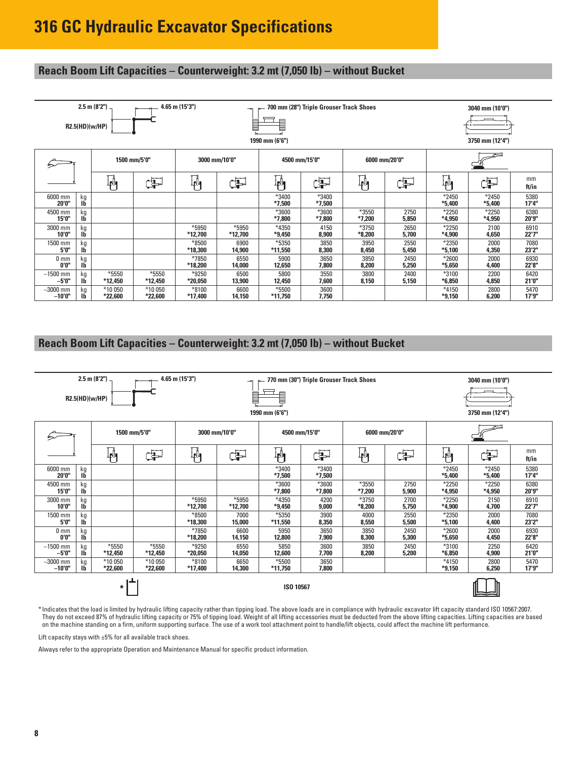# 316 GC Hydraulic Excavator Specifications

## Reach Boom Lift Capacities – Counterweight: 3.2 mt (7,050 lb) – without Bucket

2.5 m (8'2") R2.5(HD)(w/HP) — 4.65 m (15'3") — 700 mm (28") Triple Grouser Track Shoes — 1990 mm (6'6") — 3040 mm (10'0") — 3750 mm (12'4")

| | | 1500 mm/5'0" | | 3000 mm/10'0" | | 4500 mm/15'0" | | 6000 mm/20'0" | | Max reach | | |
|---|---|---|---|---|---|---|---|---|---|---|---|---|
| | | Front | Side | Front | Side | Front | Side | Front | Side | Front | Side | mm ft/in |
| 6000 mm 20'0" | kg lb | | | | | *3400 *7,500 | *3400 *7,500 | | | *2450 *5,400 | *2450 *5,400 | 5380 17'4" |
| 4500 mm 15'0" | kg lb | | | | | *3600 *7,800 | *3600 *7,800 | *3550 *7,200 | 2750 5,850 | *2250 *4,950 | *2250 *4,950 | 6380 20'9" |
| 3000 mm 10'0" | kg lb | | | *5950 *12,700 | *5950 *12,700 | *4350 *9,450 | 4150 8,900 | *3750 *8,200 | 2650 5,700 | *2250 *4,900 | 2100 4,650 | 6910 22'7" |
| 1500 mm 5'0" | kg lb | | | *8500 *18,300 | 6900 14,900 | *5350 *11,550 | 3850 8,300 | 3950 8,450 | 2550 5,450 | *2350 *5,100 | 2000 4,350 | 7080 23'2" |
| 0 mm 0'0" | kg lb | | | *7850 *18,200 | 6550 14,000 | 5900 12,650 | 3650 7,800 | 3850 8,200 | 2450 5,250 | *2600 *5,650 | 2000 4,400 | 6930 22'8" |
| –1500 mm –5'0" | kg lb | *5550 *12,450 | *5550 *12,450 | *9250 *20,050 | 6500 13,900 | 5800 12,450 | 3550 7,600 | 3800 8,150 | 2400 5,150 | *3100 *6,850 | 2200 4,850 | 6420 21'0" |
| –3000 mm –10'0" | kg lb | *10 050 *22,600 | *10 050 *22,600 | *8100 *17,400 | 6600 14,150 | *5500 *11,750 | 3600 7,750 | | | *4150 *9,150 | 2800 6,200 | 5470 17'9" |

## Reach Boom Lift Capacities – Counterweight: 3.2 mt (7,050 lb) – without Bucket

2.5 m (8'2") R2.5(HD)(w/HP) — 4.65 m (15'3") — 770 mm (30") Triple Grouser Track Shoes — 1990 mm (6'6") — 3040 mm (10'0") — 3750 mm (12'4")

| | | 1500 mm/5'0" | | 3000 mm/10'0" | | 4500 mm/15'0" | | 6000 mm/20'0" | | Max reach | | |
|---|---|---|---|---|---|---|---|---|---|---|---|---|
| | | Front | Side | Front | Side | Front | Side | Front | Side | Front | Side | mm ft/in |
| 6000 mm 20'0" | kg lb | | | | | *3400 *7,500 | *3400 *7,500 | | | *2450 *5,400 | *2450 *5,400 | 5380 17'4" |
| 4500 mm 15'0" | kg lb | | | | | *3600 *7,800 | *3600 *7,800 | *3550 *7,200 | 2750 5,900 | *2250 *4,950 | *2250 *4,950 | 6380 20'9" |
| 3000 mm 10'0" | kg lb | | | *5950 *12,700 | *5950 *12,700 | *4350 *9,450 | 4200 9,000 | *3750 *8,200 | 2700 5,750 | *2250 *4,900 | 2150 4,700 | 6910 22'7" |
| 1500 mm 5'0" | kg lb | | | *8500 *18,300 | 7000 15,000 | *5350 *11,550 | 3900 8,350 | 4000 8,550 | 2550 5,500 | *2350 *5,100 | 2000 4,400 | 7080 23'2" |
| 0 mm 0'0" | kg lb | | | *7850 *18,200 | 6600 14,150 | 5950 12,800 | 3650 7,900 | 3850 8,300 | 2450 5,300 | *2600 *5,650 | 2000 4,450 | 6930 22'8" |
| –1500 mm –5'0" | kg lb | *5550 *12,450 | *5550 *12,450 | *9250 *20,050 | 6550 14,050 | 5850 12,600 | 3600 7,700 | 3850 8,200 | 2450 5,200 | *3100 *6,850 | 2250 4,900 | 6420 21'0" |
| –3000 mm –10'0" | kg lb | *10 050 *22,600 | *10 050 *22,600 | *8100 *17,400 | 6650 14,300 | *5500 *11,750 | 3650 7,800 | | | *4150 *9,150 | 2800 6,250 | 5470 17'9" |

ISO 10567

*Indicates that the load is limited by hydraulic lifting capacity rather than tipping load. The above loads are in compliance with hydraulic excavator lift capacity standard ISO 10567:2007. They do not exceed 87% of hydraulic lifting capacity or 75% of tipping load. Weight of all lifting accessories must be deducted from the above lifting capacities. Lifting capacities are based on the machine standing on a firm, uniform supporting surface. The use of a work tool attachment point to handle/lift objects, could affect the machine lift performance.

Lift capacity stays with ±5% for all available track shoes.

Always refer to the appropriate Operation and Maintenance Manual for specific product information.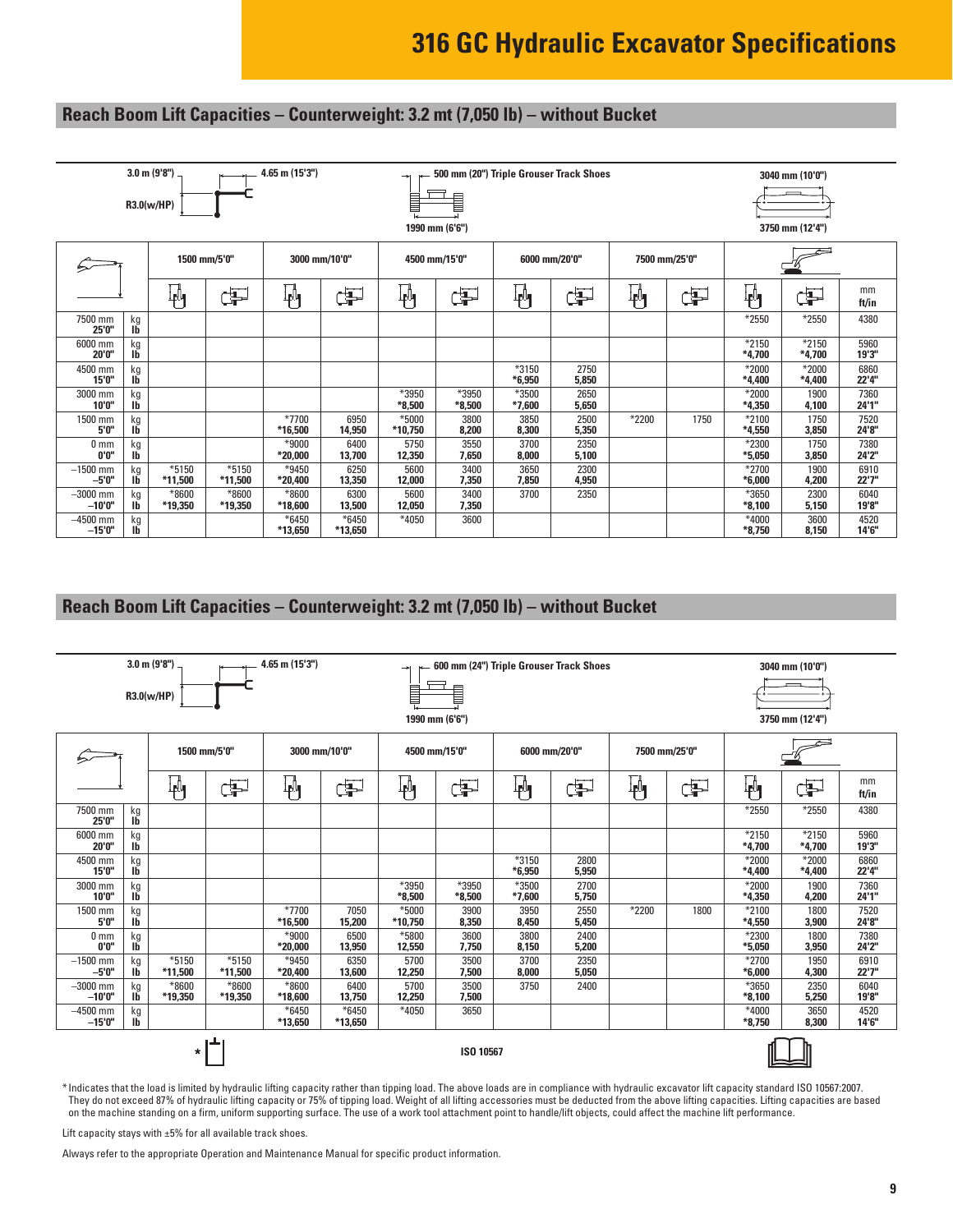## Reach Boom Lift Capacities – Counterweight: 3.2 mt (7,050 lb) – without Bucket

3.0 m (9'8") R3.0(w/HP) | 4.65 m (15'3") | 500 mm (20") Triple Grouser Track Shoes | 1990 mm (6'6") | 3040 mm (10'0") | 3750 mm (12'4")

| | | 1500 mm/5'0" | | 3000 mm/10'0" | | 4500 mm/15'0" | | 6000 mm/20'0" | | 7500 mm/25'0" | | | | |
|---|---|---|---|---|---|---|---|---|---|---|---|---|---|---|
| | | Front | Side | Front | Side | Front | Side | Front | Side | Front | Side | Front | Side | mm ft/in |
| 7500 mm 25'0" | kg lb | | | | | | | | | | | *2550 | *2550 | 4380 |
| 6000 mm 20'0" | kg lb | | | | | | | | | | | *2150 **\*4,700** | *2150 **\*4,700** | 5960 **19'3"** |
| 4500 mm 15'0" | kg lb | | | | | | | *3150 **\*6,950** | 2750 **5,850** | | | *2000 **\*4,400** | *2000 **\*4,400** | 6860 **22'4"** |
| 3000 mm 10'0" | kg lb | | | | | *3950 **\*8,500** | *3950 **\*8,500** | *3500 **\*7,600** | 2650 **5,650** | | | *2000 **\*4,350** | 1900 **4,100** | 7360 **24'1"** |
| 1500 mm 5'0" | kg lb | | | *7700 **\*16,500** | 6950 **14,950** | *5000 **\*10,750** | 3800 **8,200** | 3850 **8,300** | 2500 **5,350** | *2200 | 1750 | *2100 **\*4,550** | 1750 **3,850** | 7520 **24'8"** |
| 0 mm 0'0" | kg lb | | | *9000 **\*20,000** | 6400 **13,700** | 5750 **12,350** | 3550 **7,650** | 3700 **8,000** | 2350 **5,100** | | | *2300 **\*5,050** | 1750 **3,850** | 7380 **24'2"** |
| –1500 mm –5'0" | kg lb | *5150 **\*11,500** | *5150 **\*11,500** | *9450 **\*20,400** | 6250 **13,350** | 5600 **12,000** | 3400 **7,350** | 3650 **7,850** | 2300 **4,950** | | | *2700 **\*6,000** | 1900 **4,200** | 6910 **22'7"** |
| –3000 mm –10'0" | kg lb | *8600 **\*19,350** | *8600 **\*19,350** | *8600 **\*18,600** | 6300 **13,500** | 5600 **12,050** | 3400 **7,350** | 3700 | 2350 | | | *3650 **\*8,100** | 2300 **5,150** | 6040 **19'8"** |
| –4500 mm –15'0" | kg lb | | | *6450 **\*13,650** | *6450 **\*13,650** | *4050 | 3600 | | | | | *4000 **\*8,750** | 3600 **8,150** | 4520 **14'6"** |

## Reach Boom Lift Capacities – Counterweight: 3.2 mt (7,050 lb) – without Bucket

3.0 m (9'8") R3.0(w/HP) | 4.65 m (15'3") | 600 mm (24") Triple Grouser Track Shoes | 1990 mm (6'6") | 3040 mm (10'0") | 3750 mm (12'4")

| | | 1500 mm/5'0" | | 3000 mm/10'0" | | 4500 mm/15'0" | | 6000 mm/20'0" | | 7500 mm/25'0" | | | | |
|---|---|---|---|---|---|---|---|---|---|---|---|---|---|---|
| | | Front | Side | Front | Side | Front | Side | Front | Side | Front | Side | Front | Side | mm ft/in |
| 7500 mm 25'0" | kg lb | | | | | | | | | | | *2550 | *2550 | 4380 |
| 6000 mm 20'0" | kg lb | | | | | | | | | | | *2150 **\*4,700** | *2150 **\*4,700** | 5960 **19'3"** |
| 4500 mm 15'0" | kg lb | | | | | | | *3150 **\*6,950** | 2800 **5,950** | | | *2000 **\*4,400** | *2000 **\*4,400** | 6860 **22'4"** |
| 3000 mm 10'0" | kg lb | | | | | *3950 **\*8,500** | *3950 **\*8,500** | *3500 **\*7,600** | 2700 **5,750** | | | *2000 **\*4,350** | 1900 **4,200** | 7360 **24'1"** |
| 1500 mm 5'0" | kg lb | | | *7700 **\*16,500** | 7050 **15,200** | *5000 **\*10,750** | 3900 **8,350** | 3950 **8,450** | 2550 **5,450** | *2200 | 1800 | *2100 **\*4,550** | 1800 **3,900** | 7520 **24'8"** |
| 0 mm 0'0" | kg lb | | | *9000 **\*20,000** | 6500 **13,950** | *5800 **12,550** | 3600 **7,750** | 3800 **8,150** | 2400 **5,200** | | | *2300 **\*5,050** | 1800 **3,950** | 7380 **24'2"** |
| –1500 mm –5'0" | kg lb | *5150 **\*11,500** | *5150 **\*11,500** | *9450 **\*20,400** | 6350 **13,600** | 5700 **12,250** | 3500 **7,500** | 3700 **8,000** | 2350 **5,050** | | | *2700 **\*6,000** | 1950 **4,300** | 6910 **22'7"** |
| –3000 mm –10'0" | kg lb | *8600 **\*19,350** | *8600 **\*19,350** | *8600 **\*18,600** | 6400 **13,750** | 5700 **12,250** | 3500 **7,500** | 3750 | 2400 | | | *3650 **\*8,100** | 2350 **5,250** | 6040 **19'8"** |
| –4500 mm –15'0" | kg lb | | | *6450 **\*13,650** | *6450 **\*13,650** | *4050 | 3650 | | | | | *4000 **\*8,750** | 3650 **8,300** | 4520 **14'6"** |

ISO 10567

*Indicates that the load is limited by hydraulic lifting capacity rather than tipping load. The above loads are in compliance with hydraulic excavator lift capacity standard ISO 10567:2007. They do not exceed 87% of hydraulic lifting capacity or 75% of tipping load. Weight of all lifting accessories must be deducted from the above lifting capacities. Lifting capacities are based on the machine standing on a firm, uniform supporting surface. The use of a work tool attachment point to handle/lift objects, could affect the machine lift performance.

Lift capacity stays with ±5% for all available track shoes.

Always refer to the appropriate Operation and Maintenance Manual for specific product information.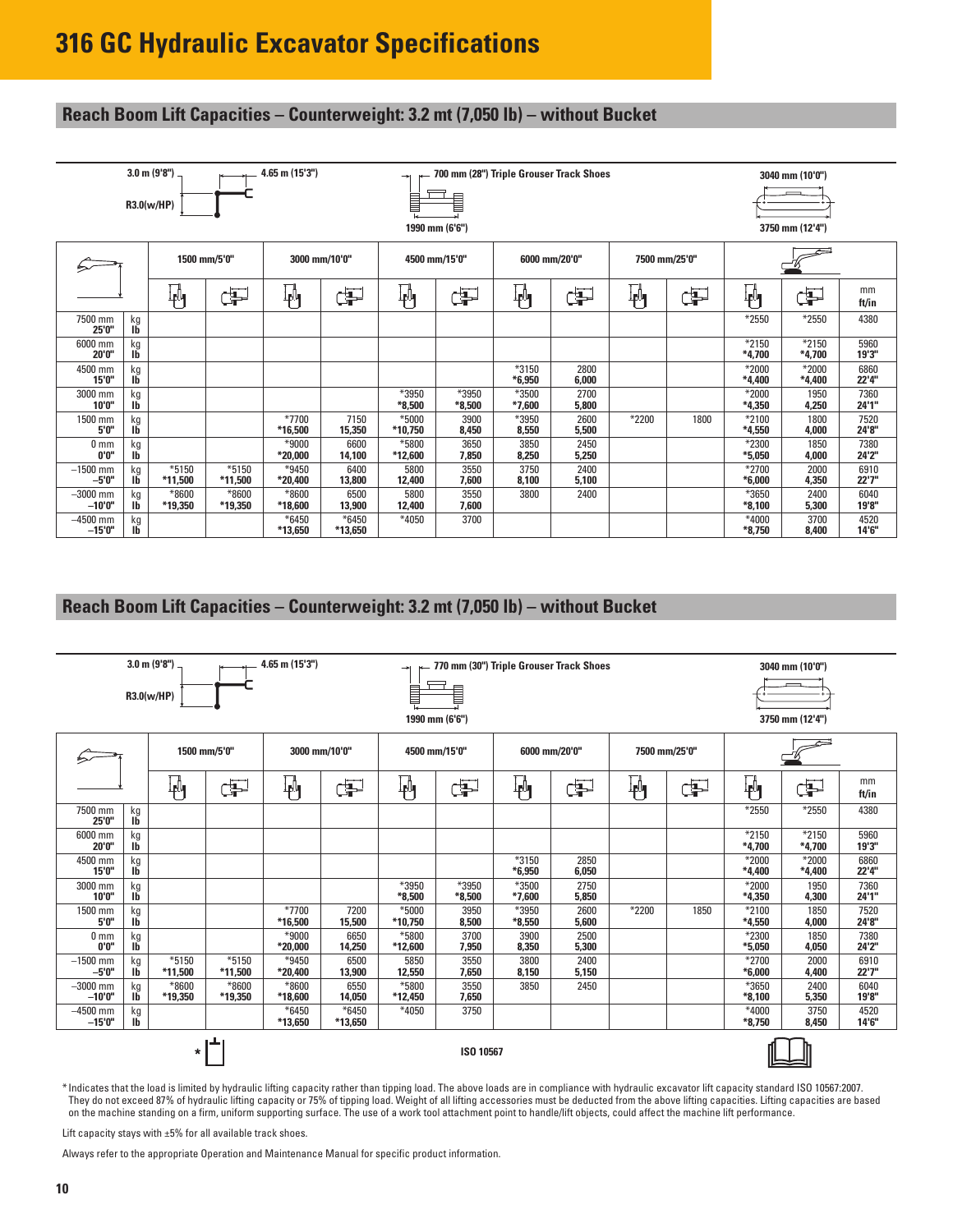# 316 GC Hydraulic Excavator Specifications

## Reach Boom Lift Capacities – Counterweight: 3.2 mt (7,050 lb) – without Bucket

3.0 m (9'8") R3.0(w/HP) | 4.65 m (15'3") | 700 mm (28") Triple Grouser Track Shoes | 1990 mm (6'6") | 3040 mm (10'0") | 3750 mm (12'4")

| | | 1500 mm/5'0" | | 3000 mm/10'0" | | 4500 mm/15'0" | | 6000 mm/20'0" | | 7500 mm/25'0" | | | | |
|---|---|---|---|---|---|---|---|---|---|---|---|---|---|---|
| | | Front | Side | Front | Side | Front | Side | Front | Side | Front | Side | Front | Side | mm ft/in |
| 7500 mm 25'0" | kg lb | | | | | | | | | | | *2550 | *2550 | 4380 |
| 6000 mm 20'0" | kg lb | | | | | | | | | | | *2150 **\*4,700** | *2150 **\*4,700** | 5960 **19'3"** |
| 4500 mm 15'0" | kg lb | | | | | | | *3150 **\*6,950** | 2800 **6,000** | | | *2000 **\*4,400** | *2000 **\*4,400** | 6860 **22'4"** |
| 3000 mm 10'0" | kg lb | | | | | *3950 **\*8,500** | *3950 **\*8,500** | *3500 **\*7,600** | 2700 **5,800** | | | *2000 **\*4,350** | 1950 **4,250** | 7360 **24'1"** |
| 1500 mm 5'0" | kg lb | | | *7700 **\*16,500** | 7150 **15,350** | *5000 **\*10,750** | 3900 **8,450** | *3950 **8,550** | 2600 **5,500** | *2200 | 1800 | *2100 **\*4,550** | 1800 **4,000** | 7520 **24'8"** |
| 0 mm 0'0" | kg lb | | | *9000 **\*20,000** | 6600 **14,100** | *5800 **\*12,600** | 3650 **7,850** | 3850 **8,250** | 2450 **5,250** | | | *2300 **\*5,050** | 1850 **4,000** | 7380 **24'2"** |
| −1500 mm −5'0" | kg lb | *5150 **\*11,500** | *5150 **\*11,500** | *9450 **\*20,400** | 6400 **13,800** | 5800 **12,400** | 3550 **7,600** | 3750 **8,100** | 2400 **5,100** | | | *2700 **\*6,000** | 2000 **4,350** | 6910 **22'7"** |
| −3000 mm −10'0" | kg lb | *8600 **\*19,350** | *8600 **\*19,350** | *8600 **\*18,600** | 6500 **13,900** | 5800 **12,400** | 3550 **7,600** | 3800 | 2400 | | | *3650 **\*8,100** | 2400 **5,300** | 6040 **19'8"** |
| −4500 mm −15'0" | kg lb | | | *6450 **\*13,650** | *6450 **\*13,650** | *4050 | 3700 | | | | | *4000 **\*8,750** | 3700 **8,400** | 4520 **14'6"** |

## Reach Boom Lift Capacities – Counterweight: 3.2 mt (7,050 lb) – without Bucket

3.0 m (9'8") R3.0(w/HP) | 4.65 m (15'3") | 770 mm (30") Triple Grouser Track Shoes | 1990 mm (6'6") | 3040 mm (10'0") | 3750 mm (12'4")

| | | 1500 mm/5'0" | | 3000 mm/10'0" | | 4500 mm/15'0" | | 6000 mm/20'0" | | 7500 mm/25'0" | | | | |
|---|---|---|---|---|---|---|---|---|---|---|---|---|---|---|
| | | Front | Side | Front | Side | Front | Side | Front | Side | Front | Side | Front | Side | mm ft/in |
| 7500 mm 25'0" | kg lb | | | | | | | | | | | *2550 | *2550 | 4380 |
| 6000 mm 20'0" | kg lb | | | | | | | | | | | *2150 **\*4,700** | *2150 **\*4,700** | 5960 **19'3"** |
| 4500 mm 15'0" | kg lb | | | | | | | *3150 **\*6,950** | 2850 **6,050** | | | *2000 **\*4,400** | *2000 **\*4,400** | 6860 **22'4"** |
| 3000 mm 10'0" | kg lb | | | | | *3950 **\*8,500** | *3950 **\*8,500** | *3500 **\*7,600** | 2750 **5,850** | | | *2000 **\*4,350** | 1950 **4,300** | 7360 **24'1"** |
| 1500 mm 5'0" | kg lb | | | *7700 **\*16,500** | 7200 **15,500** | *5000 **\*10,750** | 3950 **8,500** | *3950 **\*8,550** | 2600 **5,600** | *2200 | 1850 | *2100 **\*4,550** | 1850 **4,000** | 7520 **24'8"** |
| 0 mm 0'0" | kg lb | | | *9000 **\*20,000** | 6650 **14,250** | *5800 **\*12,600** | 3700 **7,950** | 3900 **8,350** | 2500 **5,300** | | | *2300 **\*5,050** | 1850 **4,050** | 7380 **24'2"** |
| −1500 mm −5'0" | kg lb | *5150 **\*11,500** | *5150 **\*11,500** | *9450 **\*20,400** | 6500 **13,900** | 5850 **12,550** | 3550 **7,650** | 3800 **8,150** | 2400 **5,150** | | | *2700 **\*6,000** | 2000 **4,400** | 6910 **22'7"** |
| −3000 mm −10'0" | kg lb | *8600 **\*19,350** | *8600 **\*19,350** | *8600 **\*18,600** | 6550 **14,050** | *5800 **\*12,450** | 3550 **7,650** | 3850 | 2450 | | | *3650 **\*8,100** | 2400 **5,350** | 6040 **19'8"** |
| −4500 mm −15'0" | kg lb | | | *6450 **\*13,650** | *6450 **\*13,650** | *4050 | 3750 | | | | | *4000 **\*8,750** | 3750 **8,450** | 4520 **14'6"** |

ISO 10567

*Indicates that the load is limited by hydraulic lifting capacity rather than tipping load. The above loads are in compliance with hydraulic excavator lift capacity standard ISO 10567:2007. They do not exceed 87% of hydraulic lifting capacity or 75% of tipping load. Weight of all lifting accessories must be deducted from the above lifting capacities. Lifting capacities are based on the machine standing on a firm, uniform supporting surface. The use of a work tool attachment point to handle/lift objects, could affect the machine lift performance.

Lift capacity stays with ±5% for all available track shoes.

Always refer to the appropriate Operation and Maintenance Manual for specific product information.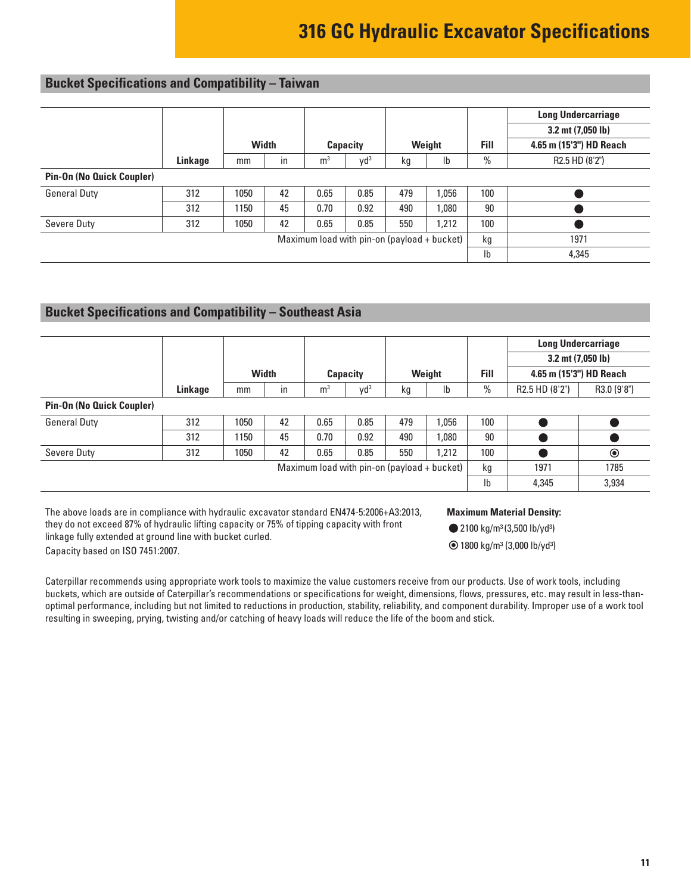# 316 GC Hydraulic Excavator Specifications

## Bucket Specifications and Compatibility – Taiwan

| | Linkage | Width | | Capacity | | Weight | | Fill | Long Undercarriage 3.2 mt (7,050 lb) 4.65 m (15'3") HD Reach |
|---|---|---|---|---|---|---|---|---|---|
| | | mm | in | m³ | yd³ | kg | lb | % | R2.5 HD (8'2") |
| **Pin-On (No Quick Coupler)** | | | | | | | | | |
| General Duty | 312 | 1050 | 42 | 0.65 | 0.85 | 479 | 1,056 | 100 | ● |
| | 312 | 1150 | 45 | 0.70 | 0.92 | 490 | 1,080 | 90 | ● |
| Severe Duty | 312 | 1050 | 42 | 0.65 | 0.85 | 550 | 1,212 | 100 | ● |
| Maximum load with pin-on (payload + bucket) | | | | | | | | kg | 1971 |
| | | | | | | | | lb | 4,345 |

## Bucket Specifications and Compatibility – Southeast Asia

| | Linkage | Width | | Capacity | | Weight | | Fill | Long Undercarriage 3.2 mt (7,050 lb) 4.65 m (15'3") HD Reach | |
|---|---|---|---|---|---|---|---|---|---|---|
| | | mm | in | m³ | yd³ | kg | lb | % | R2.5 HD (8'2") | R3.0 (9'8") |
| **Pin-On (No Quick Coupler)** | | | | | | | | | | |
| General Duty | 312 | 1050 | 42 | 0.65 | 0.85 | 479 | 1,056 | 100 | ● | ● |
| | 312 | 1150 | 45 | 0.70 | 0.92 | 490 | 1,080 | 90 | ● | ● |
| Severe Duty | 312 | 1050 | 42 | 0.65 | 0.85 | 550 | 1,212 | 100 | ● | ⦿ |
| Maximum load with pin-on (payload + bucket) | | | | | | | | kg | 1971 | 1785 |
| | | | | | | | | lb | 4,345 | 3,934 |

The above loads are in compliance with hydraulic excavator standard EN474-5:2006+A3:2013, they do not exceed 87% of hydraulic lifting capacity or 75% of tipping capacity with front linkage fully extended at ground line with bucket curled.

Capacity based on ISO 7451:2007.

**Maximum Material Density:**

- ● 2100 kg/m³ (3,500 lb/yd³)
- ⦿ 1800 kg/m³ (3,000 lb/yd³)

Caterpillar recommends using appropriate work tools to maximize the value customers receive from our products. Use of work tools, including buckets, which are outside of Caterpillar's recommendations or specifications for weight, dimensions, flows, pressures, etc. may result in less-than-optimal performance, including but not limited to reductions in production, stability, reliability, and component durability. Improper use of a work tool resulting in sweeping, prying, twisting and/or catching of heavy loads will reduce the life of the boom and stick.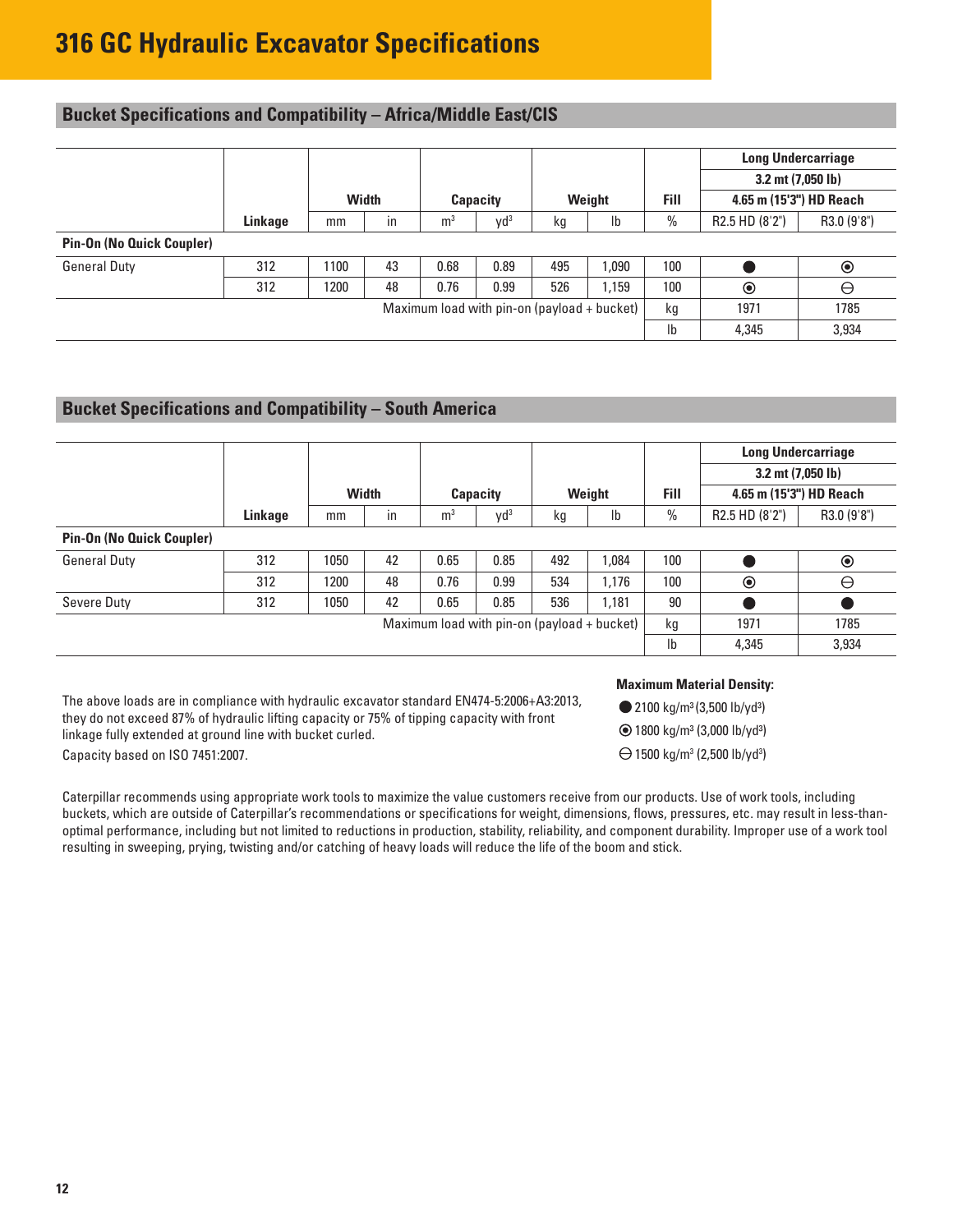# 316 GC Hydraulic Excavator Specifications

## Bucket Specifications and Compatibility – Africa/Middle East/CIS

| | | Width | | Capacity | | Weight | | Fill | Long Undercarriage 3.2 mt (7,050 lb) 4.65 m (15'3") HD Reach | |
|---|---|---|---|---|---|---|---|---|---|---|
| | Linkage | mm | in | m³ | yd³ | kg | lb | % | R2.5 HD (8'2") | R3.0 (9'8") |
| **Pin-On (No Quick Coupler)** | | | | | | | | | | |
| General Duty | 312 | 1100 | 43 | 0.68 | 0.89 | 495 | 1,090 | 100 | ● | ⦿ |
| | 312 | 1200 | 48 | 0.76 | 0.99 | 526 | 1,159 | 100 | ⦿ | ⊖ |
| Maximum load with pin-on (payload + bucket) | | | | | | | | kg | 1971 | 1785 |
| | | | | | | | | lb | 4,345 | 3,934 |

## Bucket Specifications and Compatibility – South America

| | | Width | | Capacity | | Weight | | Fill | Long Undercarriage 3.2 mt (7,050 lb) 4.65 m (15'3") HD Reach | |
|---|---|---|---|---|---|---|---|---|---|---|
| | Linkage | mm | in | m³ | yd³ | kg | lb | % | R2.5 HD (8'2") | R3.0 (9'8") |
| **Pin-On (No Quick Coupler)** | | | | | | | | | | |
| General Duty | 312 | 1050 | 42 | 0.65 | 0.85 | 492 | 1,084 | 100 | ● | ⦿ |
| | 312 | 1200 | 48 | 0.76 | 0.99 | 534 | 1,176 | 100 | ⦿ | ⊖ |
| Severe Duty | 312 | 1050 | 42 | 0.65 | 0.85 | 536 | 1,181 | 90 | ● | ● |
| Maximum load with pin-on (payload + bucket) | | | | | | | | kg | 1971 | 1785 |
| | | | | | | | | lb | 4,345 | 3,934 |

The above loads are in compliance with hydraulic excavator standard EN474-5:2006+A3:2013, they do not exceed 87% of hydraulic lifting capacity or 75% of tipping capacity with front linkage fully extended at ground line with bucket curled.

Capacity based on ISO 7451:2007.

**Maximum Material Density:**

● 2100 kg/m³ (3,500 lb/yd³)

⦿ 1800 kg/m³ (3,000 lb/yd³)

⊖ 1500 kg/m³ (2,500 lb/yd³)

Caterpillar recommends using appropriate work tools to maximize the value customers receive from our products. Use of work tools, including buckets, which are outside of Caterpillar's recommendations or specifications for weight, dimensions, flows, pressures, etc. may result in less-than-optimal performance, including but not limited to reductions in production, stability, reliability, and component durability. Improper use of a work tool resulting in sweeping, prying, twisting and/or catching of heavy loads will reduce the life of the boom and stick.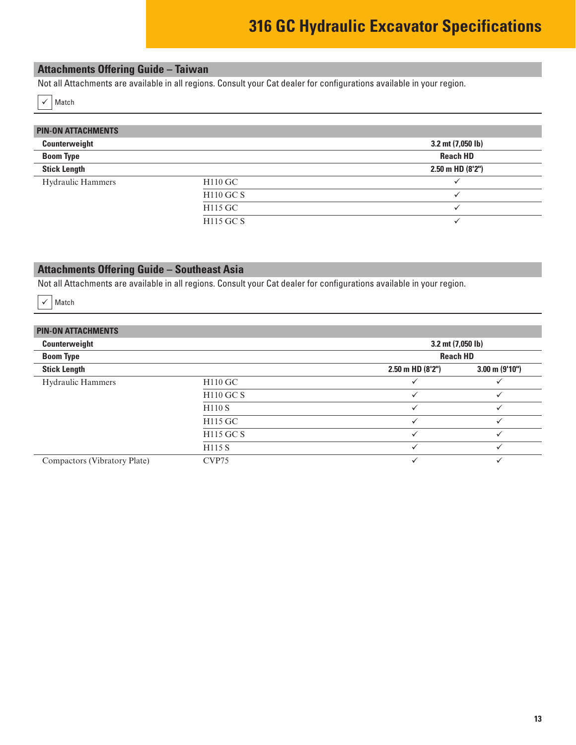## Attachments Offering Guide – Taiwan

Not all Attachments are available in all regions. Consult your Cat dealer for configurations available in your region.

✓ Match

| PIN-ON ATTACHMENTS | | |
|---|---|---|
| **Counterweight** | | **3.2 mt (7,050 lb)** |
| **Boom Type** | | **Reach HD** |
| **Stick Length** | | **2.50 m HD (8'2")** |
| Hydraulic Hammers | H110 GC | ✓ |
| | H110 GC S | ✓ |
| | H115 GC | ✓ |
| | H115 GC S | ✓ |

## Attachments Offering Guide – Southeast Asia

Not all Attachments are available in all regions. Consult your Cat dealer for configurations available in your region.

✓ Match

| PIN-ON ATTACHMENTS | | | |
|---|---|---|---|
| **Counterweight** | | **3.2 mt (7,050 lb)** | |
| **Boom Type** | | **Reach HD** | |
| **Stick Length** | | **2.50 m HD (8'2")** | **3.00 m (9'10")** |
| Hydraulic Hammers | H110 GC | ✓ | ✓ |
| | H110 GC S | ✓ | ✓ |
| | H110 S | ✓ | ✓ |
| | H115 GC | ✓ | ✓ |
| | H115 GC S | ✓ | ✓ |
| | H115 S | ✓ | ✓ |
| Compactors (Vibratory Plate) | CVP75 | ✓ | ✓ |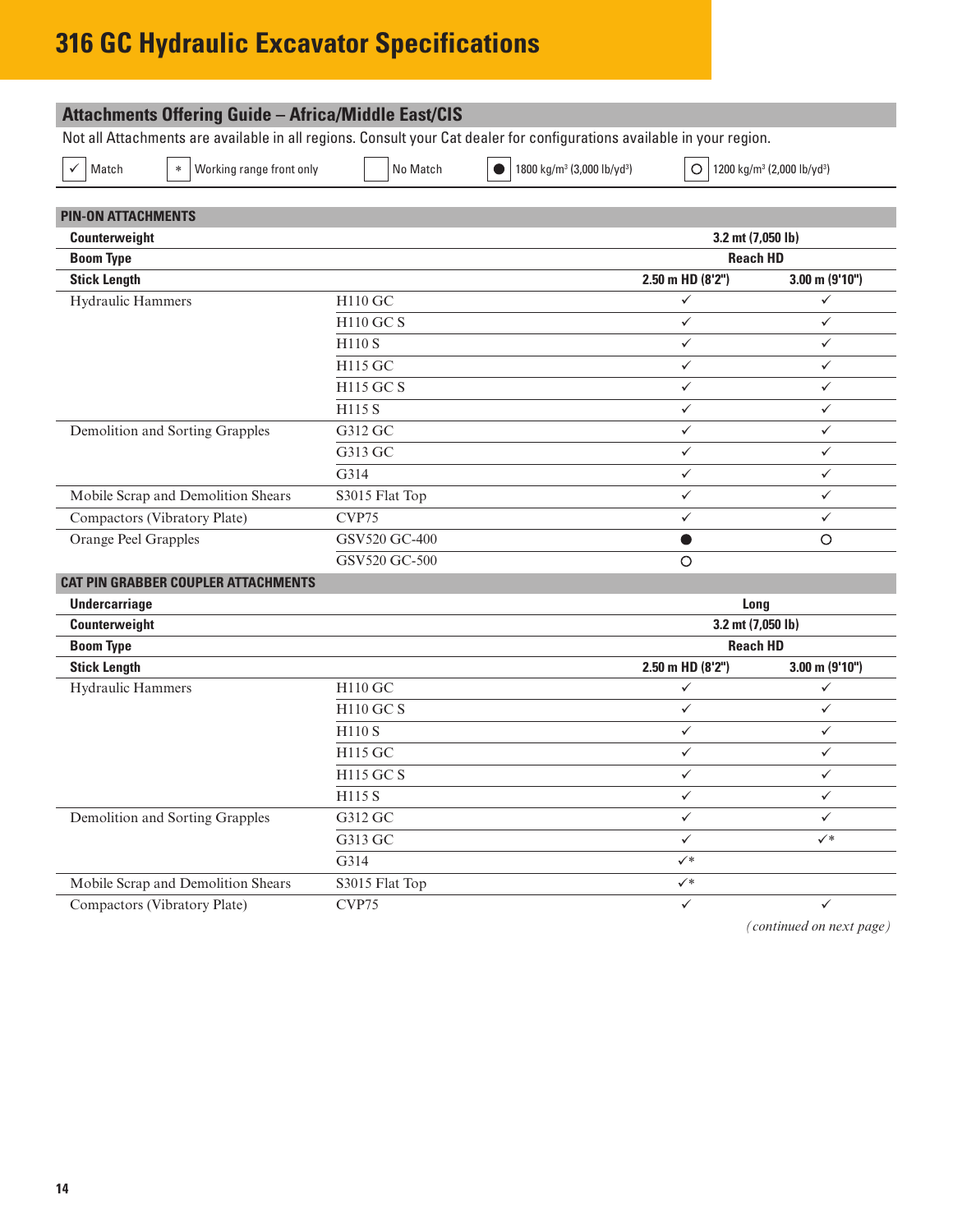# 316 GC Hydraulic Excavator Specifications

## Attachments Offering Guide – Africa/Middle East/CIS

Not all Attachments are available in all regions. Consult your Cat dealer for configurations available in your region.

✓ Match | * Working range front only | No Match | ● 1800 kg/m³ (3,000 lb/yd³) | ○ 1200 kg/m³ (2,000 lb/yd³)

| PIN-ON ATTACHMENTS | | | |
|---|---|---|---|
| **Counterweight** | | **3.2 mt (7,050 lb)** | |
| **Boom Type** | | **Reach HD** | |
| **Stick Length** | | **2.50 m HD (8'2")** | **3.00 m (9'10")** |
| Hydraulic Hammers | H110 GC | ✓ | ✓ |
| | H110 GC S | ✓ | ✓ |
| | H110 S | ✓ | ✓ |
| | H115 GC | ✓ | ✓ |
| | H115 GC S | ✓ | ✓ |
| | H115 S | ✓ | ✓ |
| Demolition and Sorting Grapples | G312 GC | ✓ | ✓ |
| | G313 GC | ✓ | ✓ |
| | G314 | ✓ | ✓ |
| Mobile Scrap and Demolition Shears | S3015 Flat Top | ✓ | ✓ |
| Compactors (Vibratory Plate) | CVP75 | ✓ | ✓ |
| Orange Peel Grapples | GSV520 GC-400 | ● | ○ |
| | GSV520 GC-500 | ○ | |

| CAT PIN GRABBER COUPLER ATTACHMENTS | | | |
|---|---|---|---|
| **Undercarriage** | | **Long** | |
| **Counterweight** | | **3.2 mt (7,050 lb)** | |
| **Boom Type** | | **Reach HD** | |
| **Stick Length** | | **2.50 m HD (8'2")** | **3.00 m (9'10")** |
| Hydraulic Hammers | H110 GC | ✓ | ✓ |
| | H110 GC S | ✓ | ✓ |
| | H110 S | ✓ | ✓ |
| | H115 GC | ✓ | ✓ |
| | H115 GC S | ✓ | ✓ |
| | H115 S | ✓ | ✓ |
| Demolition and Sorting Grapples | G312 GC | ✓ | ✓ |
| | G313 GC | ✓ | ✓* |
| | G314 | ✓* | |
| Mobile Scrap and Demolition Shears | S3015 Flat Top | ✓* | |
| Compactors (Vibratory Plate) | CVP75 | ✓ | ✓ |

*(continued on next page)*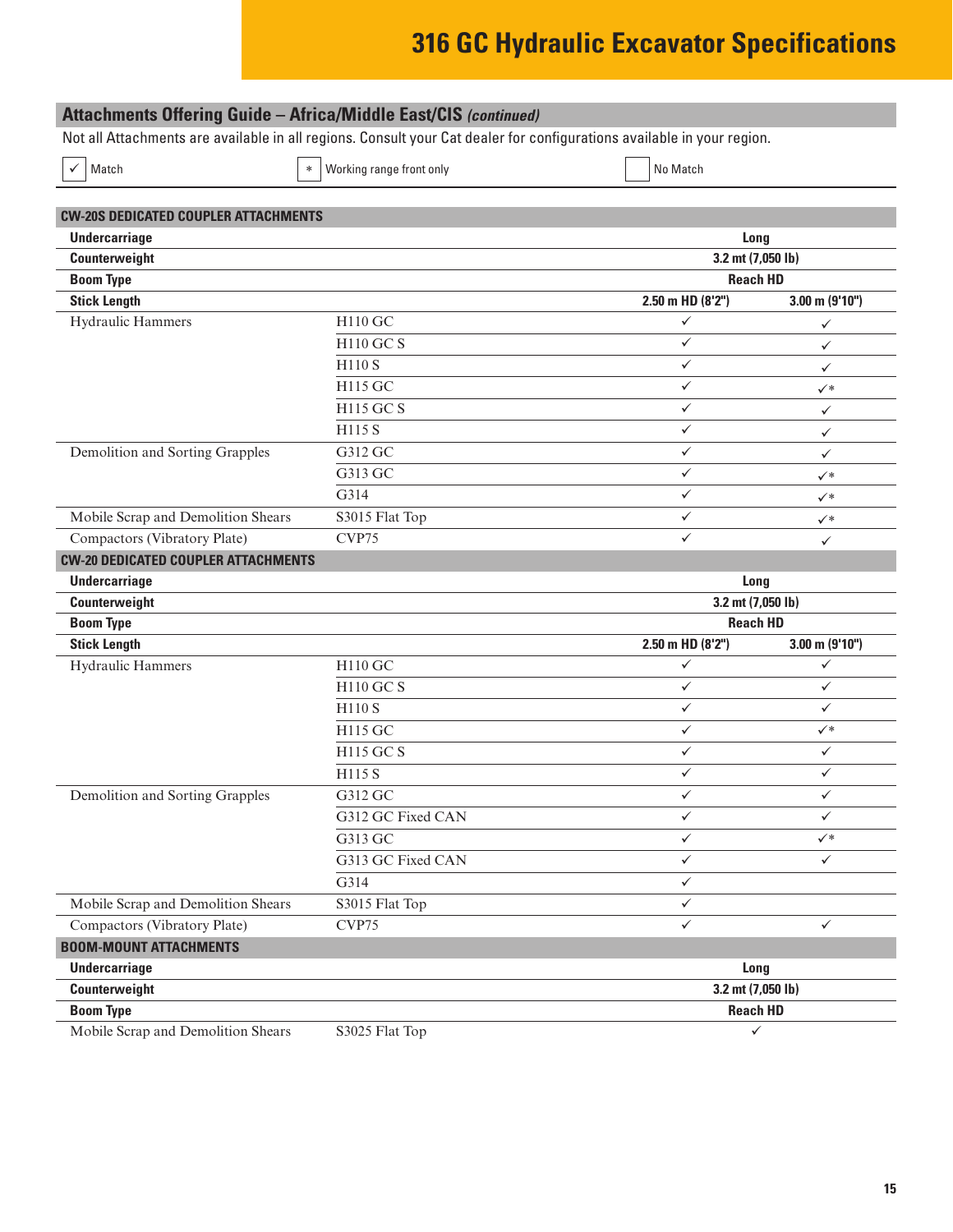## Attachments Offering Guide – Africa/Middle East/CIS *(continued)*

Not all Attachments are available in all regions. Consult your Cat dealer for configurations available in your region.

✓ Match | * Working range front only | ☐ No Match

| CW-20S DEDICATED COUPLER ATTACHMENTS | | | |
|---|---|---|---|
| **Undercarriage** | | **Long** | |
| **Counterweight** | | **3.2 mt (7,050 lb)** | |
| **Boom Type** | | **Reach HD** | |
| **Stick Length** | | **2.50 m HD (8'2")** | **3.00 m (9'10")** |
| Hydraulic Hammers | H110 GC | ✓ | ✓ |
| | H110 GC S | ✓ | ✓ |
| | H110 S | ✓ | ✓ |
| | H115 GC | ✓ | ✓* |
| | H115 GC S | ✓ | ✓ |
| | H115 S | ✓ | ✓ |
| Demolition and Sorting Grapples | G312 GC | ✓ | ✓ |
| | G313 GC | ✓ | ✓* |
| | G314 | ✓ | ✓* |
| Mobile Scrap and Demolition Shears | S3015 Flat Top | ✓ | ✓* |
| Compactors (Vibratory Plate) | CVP75 | ✓ | ✓ |

| CW-20 DEDICATED COUPLER ATTACHMENTS | | | |
|---|---|---|---|
| **Undercarriage** | | **Long** | |
| **Counterweight** | | **3.2 mt (7,050 lb)** | |
| **Boom Type** | | **Reach HD** | |
| **Stick Length** | | **2.50 m HD (8'2")** | **3.00 m (9'10")** |
| Hydraulic Hammers | H110 GC | ✓ | ✓ |
| | H110 GC S | ✓ | ✓ |
| | H110 S | ✓ | ✓ |
| | H115 GC | ✓ | ✓* |
| | H115 GC S | ✓ | ✓ |
| | H115 S | ✓ | ✓ |
| Demolition and Sorting Grapples | G312 GC | ✓ | ✓ |
| | G312 GC Fixed CAN | ✓ | ✓ |
| | G313 GC | ✓ | ✓* |
| | G313 GC Fixed CAN | ✓ | ✓ |
| | G314 | ✓ | |
| Mobile Scrap and Demolition Shears | S3015 Flat Top | ✓ | |
| Compactors (Vibratory Plate) | CVP75 | ✓ | ✓ |

| BOOM-MOUNT ATTACHMENTS | | |
|---|---|---|
| **Undercarriage** | | **Long** |
| **Counterweight** | | **3.2 mt (7,050 lb)** |
| **Boom Type** | | **Reach HD** |
| Mobile Scrap and Demolition Shears | S3025 Flat Top | ✓ |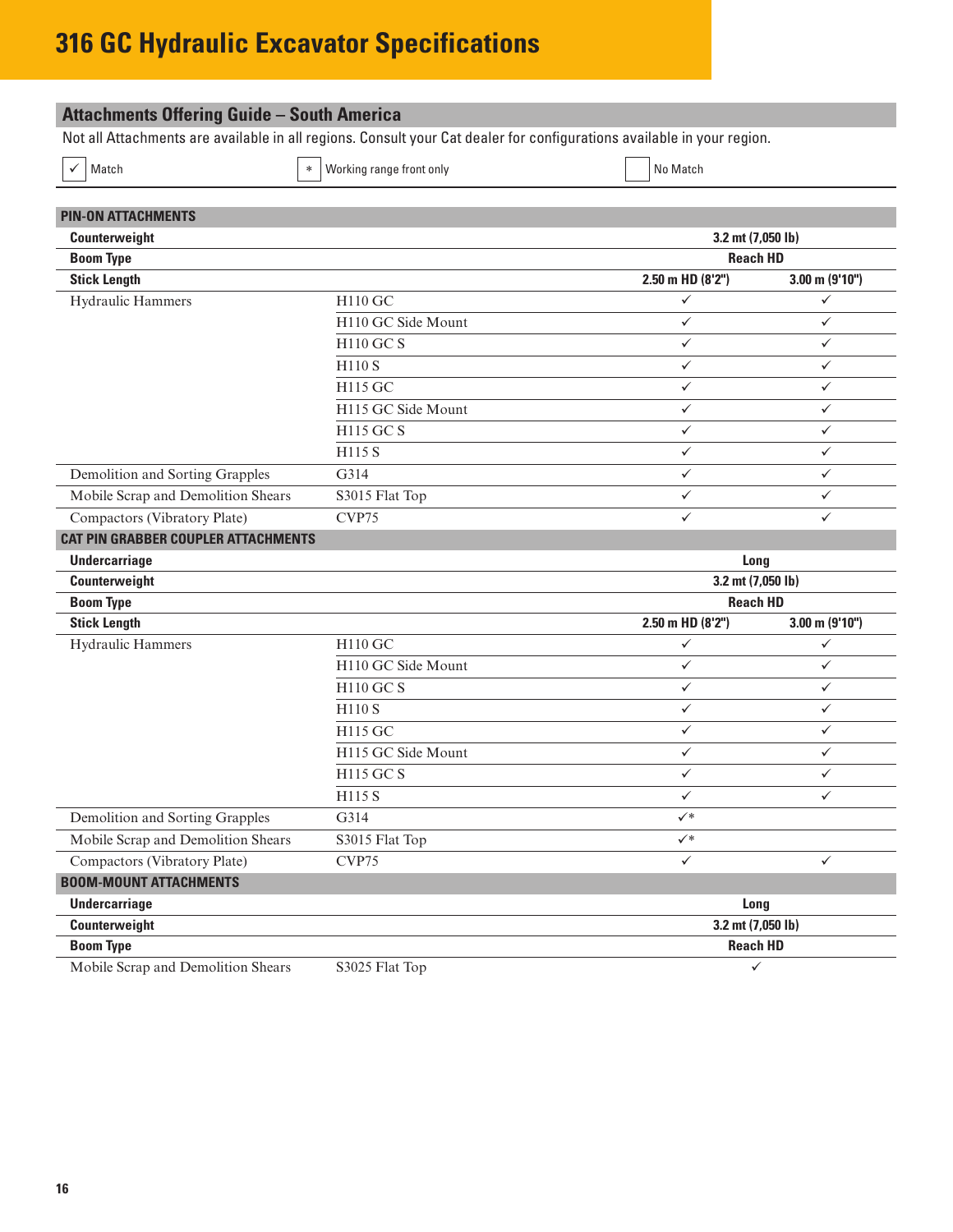# 316 GC Hydraulic Excavator Specifications

## Attachments Offering Guide – South America

Not all Attachments are available in all regions. Consult your Cat dealer for configurations available in your region.

✓ Match | * Working range front only | No Match

| PIN-ON ATTACHMENTS | | | |
|---|---|---|---|
| **Counterweight** | | **3.2 mt (7,050 lb)** | |
| **Boom Type** | | **Reach HD** | |
| **Stick Length** | | **2.50 m HD (8'2")** | **3.00 m (9'10")** |
| Hydraulic Hammers | H110 GC | ✓ | ✓ |
| | H110 GC Side Mount | ✓ | ✓ |
| | H110 GC S | ✓ | ✓ |
| | H110 S | ✓ | ✓ |
| | H115 GC | ✓ | ✓ |
| | H115 GC Side Mount | ✓ | ✓ |
| | H115 GC S | ✓ | ✓ |
| | H115 S | ✓ | ✓ |
| Demolition and Sorting Grapples | G314 | ✓ | ✓ |
| Mobile Scrap and Demolition Shears | S3015 Flat Top | ✓ | ✓ |
| Compactors (Vibratory Plate) | CVP75 | ✓ | ✓ |

| CAT PIN GRABBER COUPLER ATTACHMENTS | | | |
|---|---|---|---|
| **Undercarriage** | | **Long** | |
| **Counterweight** | | **3.2 mt (7,050 lb)** | |
| **Boom Type** | | **Reach HD** | |
| **Stick Length** | | **2.50 m HD (8'2")** | **3.00 m (9'10")** |
| Hydraulic Hammers | H110 GC | ✓ | ✓ |
| | H110 GC Side Mount | ✓ | ✓ |
| | H110 GC S | ✓ | ✓ |
| | H110 S | ✓ | ✓ |
| | H115 GC | ✓ | ✓ |
| | H115 GC Side Mount | ✓ | ✓ |
| | H115 GC S | ✓ | ✓ |
| | H115 S | ✓ | ✓ |
| Demolition and Sorting Grapples | G314 | ✓* | |
| Mobile Scrap and Demolition Shears | S3015 Flat Top | ✓* | |
| Compactors (Vibratory Plate) | CVP75 | ✓ | ✓ |

| BOOM-MOUNT ATTACHMENTS | | |
|---|---|---|
| **Undercarriage** | | **Long** |
| **Counterweight** | | **3.2 mt (7,050 lb)** |
| **Boom Type** | | **Reach HD** |
| Mobile Scrap and Demolition Shears | S3025 Flat Top | ✓ |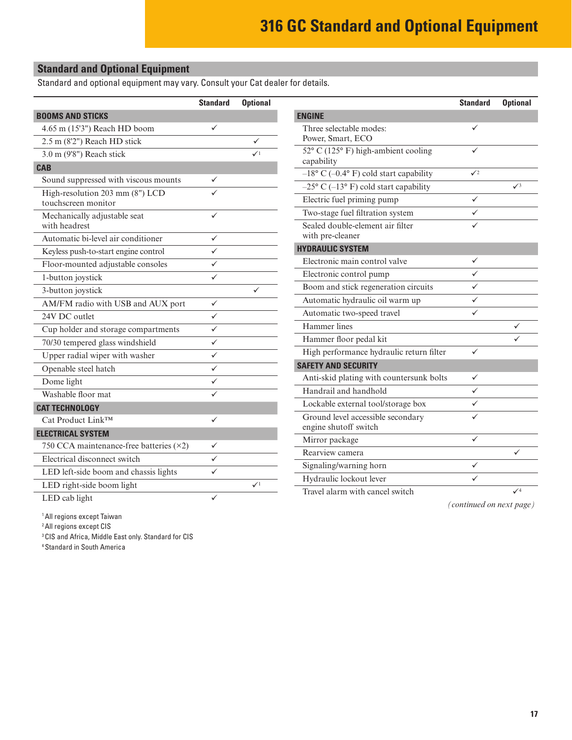# 316 GC Standard and Optional Equipment

## Standard and Optional Equipment

Standard and optional equipment may vary. Consult your Cat dealer for details.

| | Standard | Optional |
|---|---|---|
| **BOOMS AND STICKS** | | |
| 4.65 m (15'3") Reach HD boom | ✓ | |
| 2.5 m (8'2") Reach HD stick | | ✓ |
| 3.0 m (9'8") Reach stick | | ✓[1] |
| **CAB** | | |
| Sound suppressed with viscous mounts | ✓ | |
| High-resolution 203 mm (8") LCD touchscreen monitor | ✓ | |
| Mechanically adjustable seat with headrest | ✓ | |
| Automatic bi-level air conditioner | ✓ | |
| Keyless push-to-start engine control | ✓ | |
| Floor-mounted adjustable consoles | ✓ | |
| 1-button joystick | ✓ | |
| 3-button joystick | | ✓ |
| AM/FM radio with USB and AUX port | ✓ | |
| 24V DC outlet | ✓ | |
| Cup holder and storage compartments | ✓ | |
| 70/30 tempered glass windshield | ✓ | |
| Upper radial wiper with washer | ✓ | |
| Openable steel hatch | ✓ | |
| Dome light | ✓ | |
| Washable floor mat | ✓ | |
| **CAT TECHNOLOGY** | | |
| Cat Product Link™ | ✓ | |
| **ELECTRICAL SYSTEM** | | |
| 750 CCA maintenance-free batteries (×2) | ✓ | |
| Electrical disconnect switch | ✓ | |
| LED left-side boom and chassis lights | ✓ | |
| LED right-side boom light | | ✓[1] |
| LED cab light | ✓ | |

[1] All regions except Taiwan
[2] All regions except CIS
[3] CIS and Africa, Middle East only. Standard for CIS
[4] Standard in South America

| | Standard | Optional |
|---|---|---|
| **ENGINE** | | |
| Three selectable modes: Power, Smart, ECO | ✓ | |
| 52° C (125° F) high-ambient cooling capability | ✓ | |
| –18° C (–0.4° F) cold start capability | ✓[2] | |
| –25° C (–13° F) cold start capability | | ✓[3] |
| Electric fuel priming pump | ✓ | |
| Two-stage fuel filtration system | ✓ | |
| Sealed double-element air filter with pre-cleaner | ✓ | |
| **HYDRAULIC SYSTEM** | | |
| Electronic main control valve | ✓ | |
| Electronic control pump | ✓ | |
| Boom and stick regeneration circuits | ✓ | |
| Automatic hydraulic oil warm up | ✓ | |
| Automatic two-speed travel | ✓ | |
| Hammer lines | | ✓ |
| Hammer floor pedal kit | | ✓ |
| High performance hydraulic return filter | ✓ | |
| **SAFETY AND SECURITY** | | |
| Anti-skid plating with countersunk bolts | ✓ | |
| Handrail and handhold | ✓ | |
| Lockable external tool/storage box | ✓ | |
| Ground level accessible secondary engine shutoff switch | ✓ | |
| Mirror package | ✓ | |
| Rearview camera | | ✓ |
| Signaling/warning horn | ✓ | |
| Hydraulic lockout lever | ✓ | |
| Travel alarm with cancel switch | | ✓[4] |

*(continued on next page)*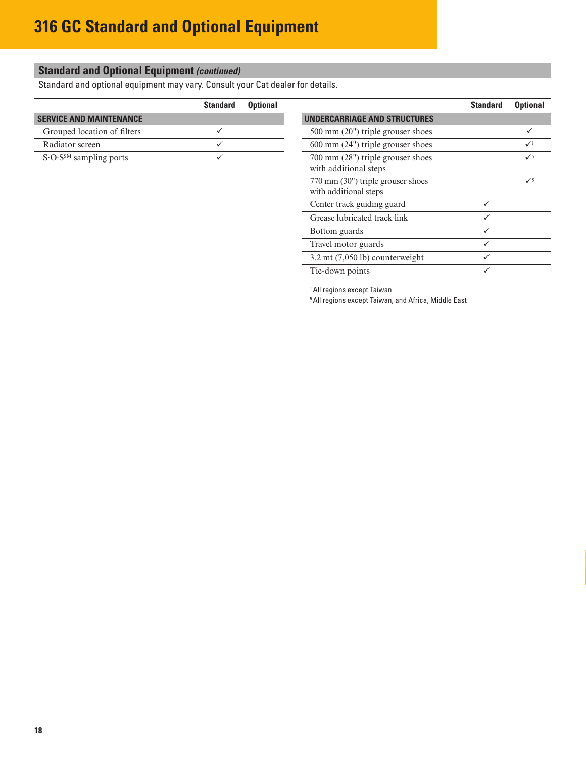# 316 GC Standard and Optional Equipment

## Standard and Optional Equipment *(continued)*

Standard and optional equipment may vary. Consult your Cat dealer for details.

| | Standard | Optional |
|---|---|---|
| **SERVICE AND MAINTENANCE** | | |
| Grouped location of filters | ✓ | |
| Radiator screen | ✓ | |
| S·O·S℠ sampling ports | ✓ | |

| | Standard | Optional |
|---|---|---|
| **UNDERCARRIAGE AND STRUCTURES** | | |
| 500 mm (20") triple grouser shoes | | ✓ |
| 600 mm (24") triple grouser shoes | | ✓[1] |
| 700 mm (28") triple grouser shoes with additional steps | | ✓[5] |
| 770 mm (30") triple grouser shoes with additional steps | | ✓[5] |
| Center track guiding guard | ✓ | |
| Grease lubricated track link | ✓ | |
| Bottom guards | ✓ | |
| Travel motor guards | ✓ | |
| 3.2 mt (7,050 lb) counterweight | ✓ | |
| Tie-down points | ✓ | |

[1] All regions except Taiwan

[5] All regions except Taiwan, and Africa, Middle East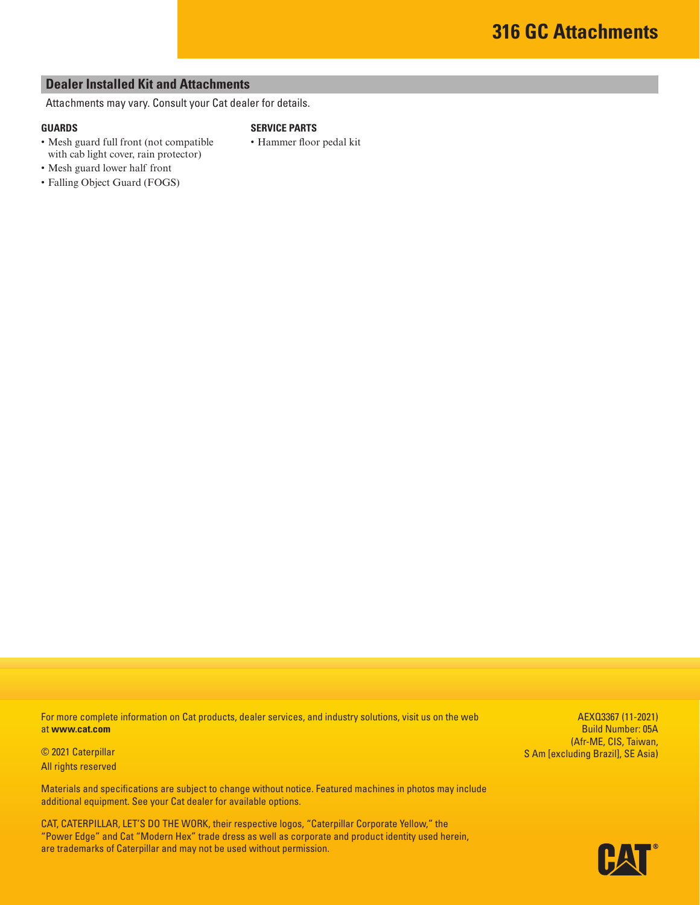# 316 GC Attachments

## Dealer Installed Kit and Attachments

Attachments may vary. Consult your Cat dealer for details.

**GUARDS**

- Mesh guard full front (not compatible with cab light cover, rain protector)
- Mesh guard lower half front
- Falling Object Guard (FOGS)

**SERVICE PARTS**

- Hammer floor pedal kit

For more complete information on Cat products, dealer services, and industry solutions, visit us on the web at **www.cat.com**

© 2021 Caterpillar
All rights reserved

Materials and specifications are subject to change without notice. Featured machines in photos may include additional equipment. See your Cat dealer for available options.

CAT, CATERPILLAR, LET'S DO THE WORK, their respective logos, "Caterpillar Corporate Yellow," the "Power Edge" and Cat "Modern Hex" trade dress as well as corporate and product identity used herein, are trademarks of Caterpillar and may not be used without permission.

AEXQ3367 (11-2021)
Build Number: 05A
(Afr-ME, CIS, Taiwan,
S Am [excluding Brazil], SE Asia)